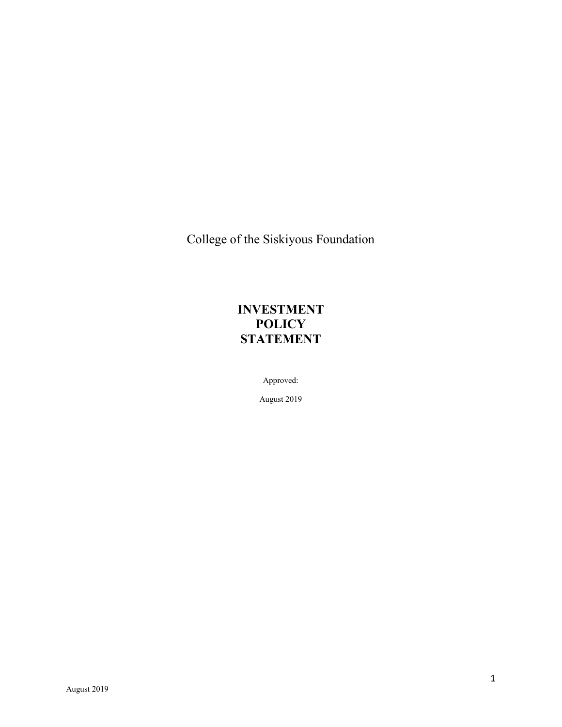College of the Siskiyous Foundation

# INVESTMENT POLICY STATEMENT

Approved:

August 2019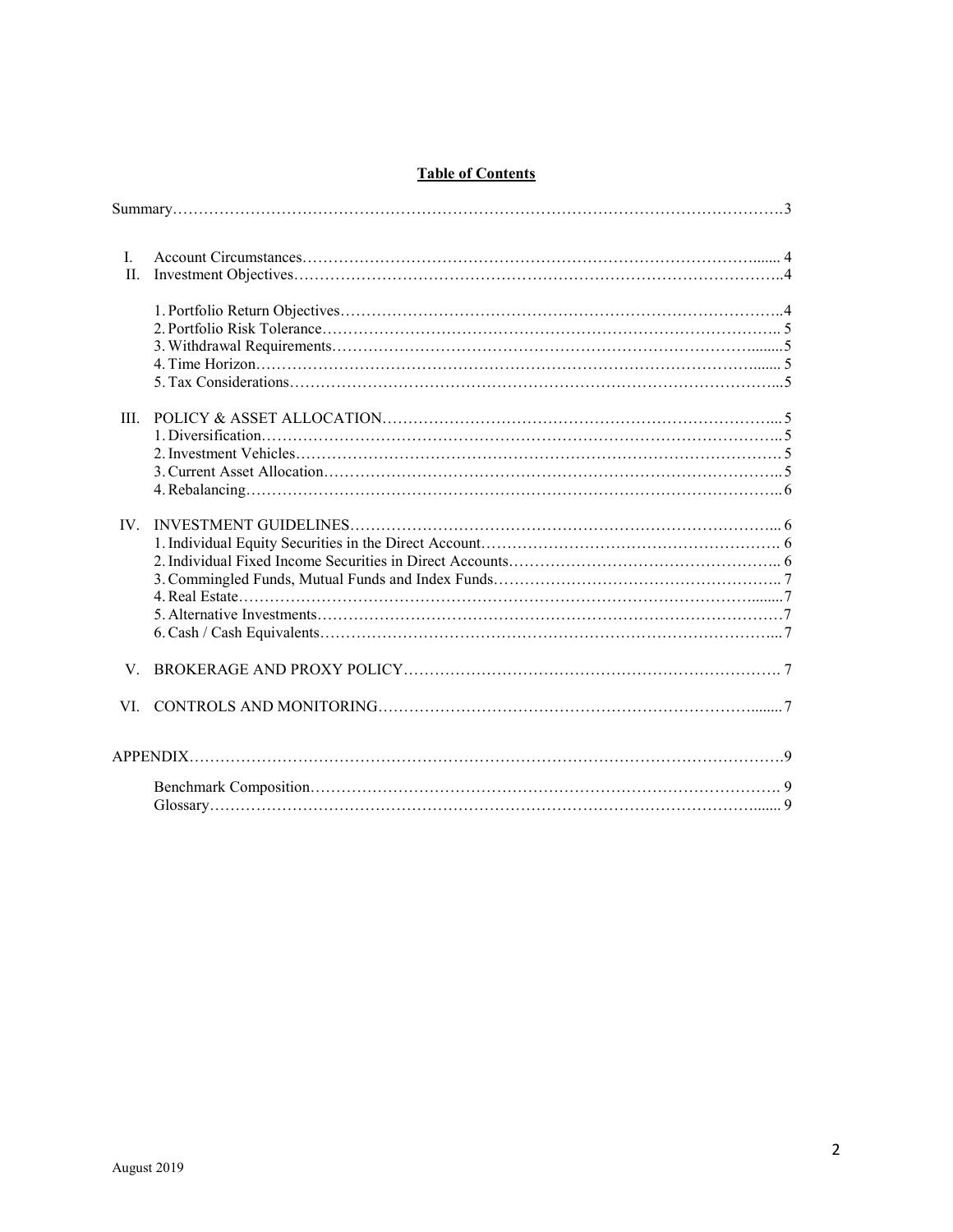## Table of Contents

Summary……………………………………………………………………………………………………3

I. Account Circumstances…………………………………………………………………………….... 4

II. Investment Objectives…………………………………………………………………………………..4

1. Portfolio Return Objectives………………………………………………………………………..4
2. Portfolio Risk Tolerance……………………………………………………………………………. 5
3. Withdrawal Requirements…………………………………………………………………….........5
4. Time Horizon……………………………………………………………………………………....... 5
5. Tax Considerations…………………………………………………………………………………...5

III. POLICY & ASSET ALLOCATION…………………………………………………………………...5

1. Diversification…………………………………………………………………………………………..5
2. Investment Vehicles…………………………………………………………………………………5
3. Current Asset Allocation………………………………………………………………………………..5
4. Rebalancing………………………………………………………………………………………….. 6

IV. INVESTMENT GUIDELINES……………………………………………………………………... 6

1. Individual Equity Securities in the Direct Account…………………………………………………. 6
2. Individual Fixed Income Securities in Direct Accounts…………………………………………….. 6
3. Commingled Funds, Mutual Funds and Index Funds……………………………………………….. 7
4. Real Estate……………………………………………………………………………………….......7
5. Alternative Investments…………………………………………………………………………………7
6. Cash / Cash Equivalents…………………………………………………………………………....7

V. BROKERAGE AND PROXY POLICY………………………………………………………………. 7

VI. CONTROLS AND MONITORING…………………………………………………………….........7

APPENDIX……………………………………………………………………………………………………9

Benchmark Composition……………………………………………………………………………… 9

Glossary…………………………………………………………………………………………........ 9

August 2019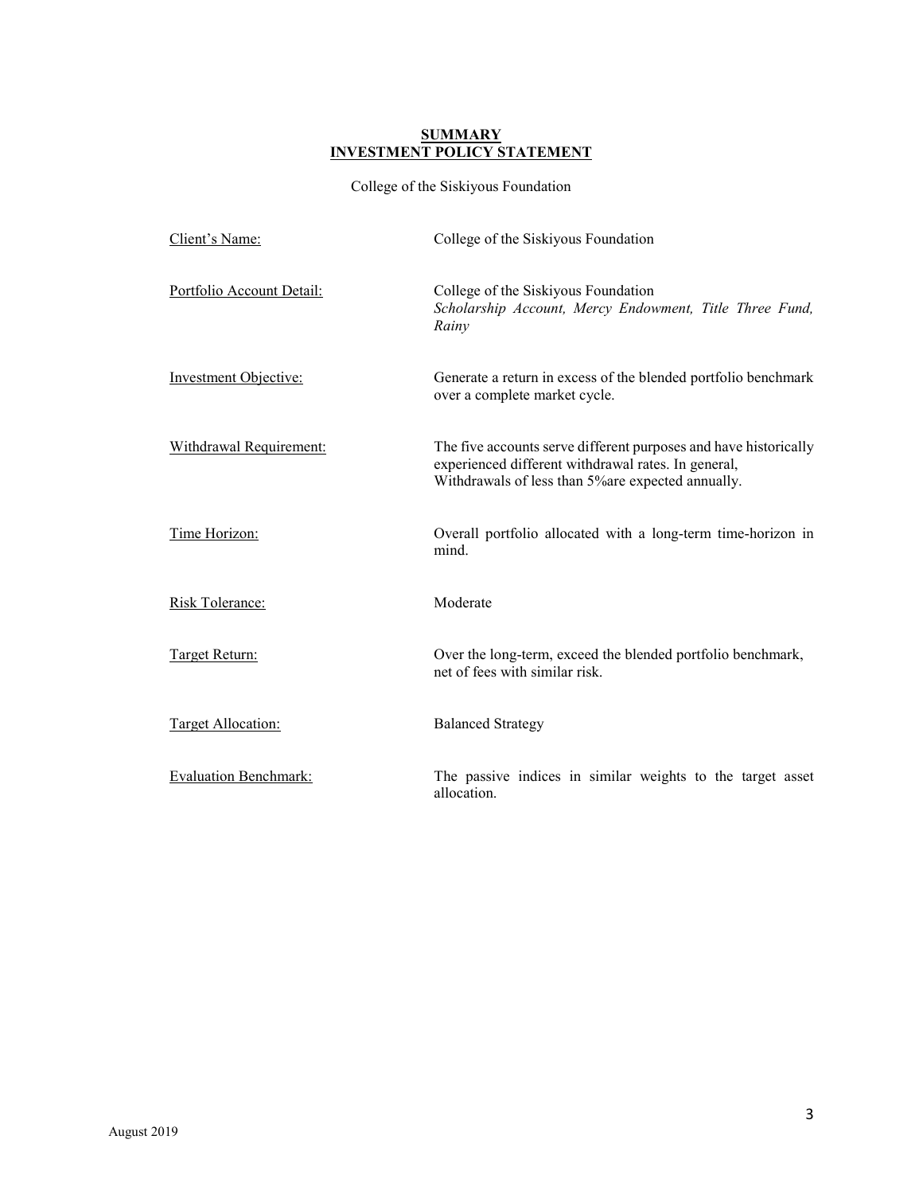# **SUMMARY**
# **INVESTMENT POLICY STATEMENT**

College of the Siskiyous Foundation

| | |
|---|---|
| Client's Name: | College of the Siskiyous Foundation |
| Portfolio Account Detail: | College of the Siskiyous Foundation<br>*Scholarship Account, Mercy Endowment, Title Three Fund, Rainy* |
| Investment Objective: | Generate a return in excess of the blended portfolio benchmark over a complete market cycle. |
| Withdrawal Requirement: | The five accounts serve different purposes and have historically experienced different withdrawal rates. In general, Withdrawals of less than 5%are expected annually. |
| Time Horizon: | Overall portfolio allocated with a long-term time-horizon in mind. |
| Risk Tolerance: | Moderate |
| Target Return: | Over the long-term, exceed the blended portfolio benchmark, net of fees with similar risk. |
| Target Allocation: | Balanced Strategy |
| Evaluation Benchmark: | The passive indices in similar weights to the target asset allocation. |

August 2019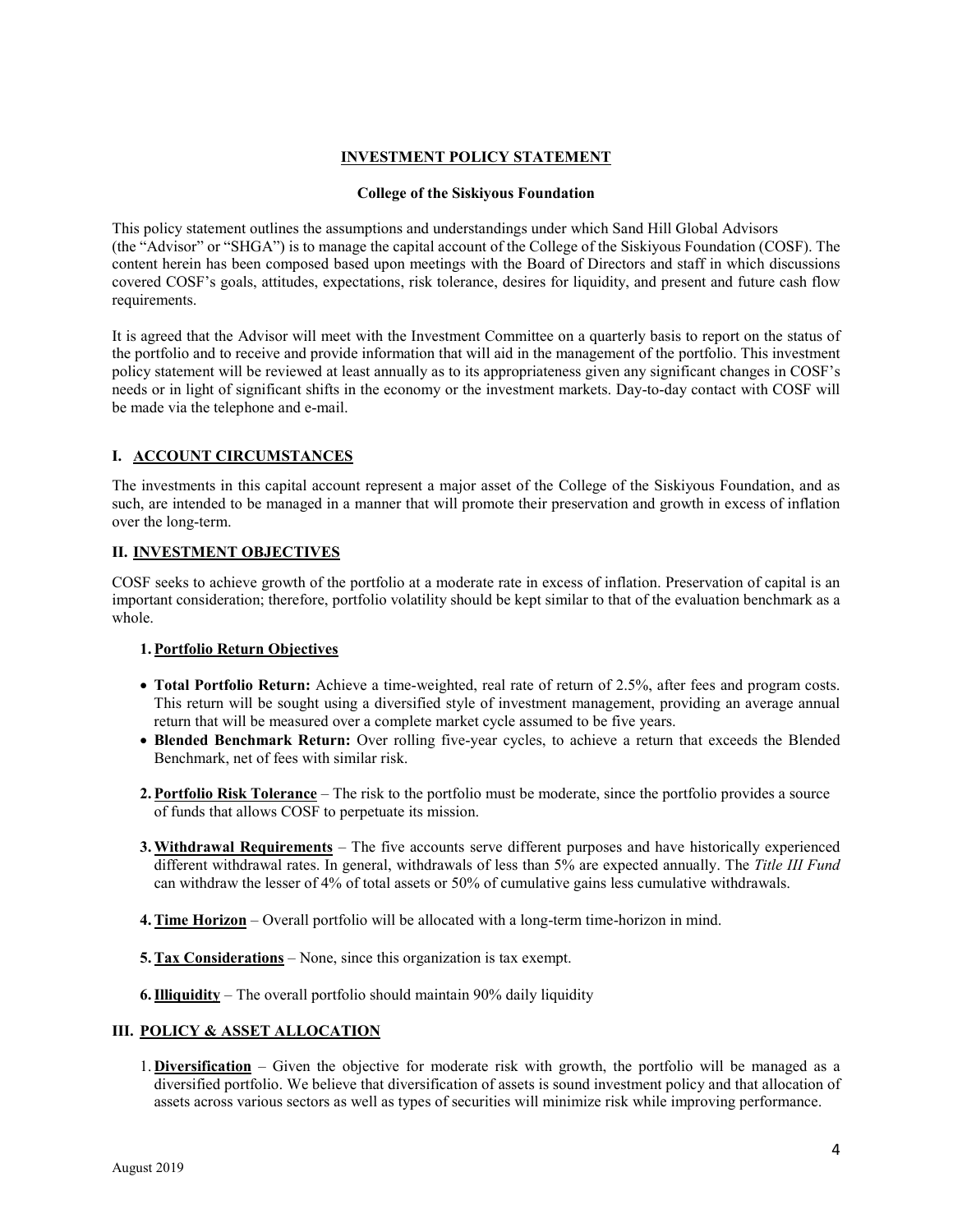# INVESTMENT POLICY STATEMENT

**College of the Siskiyous Foundation**

This policy statement outlines the assumptions and understandings under which Sand Hill Global Advisors (the "Advisor" or "SHGA") is to manage the capital account of the College of the Siskiyous Foundation (COSF). The content herein has been composed based upon meetings with the Board of Directors and staff in which discussions covered COSF's goals, attitudes, expectations, risk tolerance, desires for liquidity, and present and future cash flow requirements.

It is agreed that the Advisor will meet with the Investment Committee on a quarterly basis to report on the status of the portfolio and to receive and provide information that will aid in the management of the portfolio. This investment policy statement will be reviewed at least annually as to its appropriateness given any significant changes in COSF's needs or in light of significant shifts in the economy or the investment markets. Day-to-day contact with COSF will be made via the telephone and e-mail.

## I. ACCOUNT CIRCUMSTANCES

The investments in this capital account represent a major asset of the College of the Siskiyous Foundation, and as such, are intended to be managed in a manner that will promote their preservation and growth in excess of inflation over the long-term.

## II. INVESTMENT OBJECTIVES

COSF seeks to achieve growth of the portfolio at a moderate rate in excess of inflation. Preservation of capital is an important consideration; therefore, portfolio volatility should be kept similar to that of the evaluation benchmark as a whole.

### 1. Portfolio Return Objectives

- **Total Portfolio Return:** Achieve a time-weighted, real rate of return of 2.5%, after fees and program costs. This return will be sought using a diversified style of investment management, providing an average annual return that will be measured over a complete market cycle assumed to be five years.
- **Blended Benchmark Return:** Over rolling five-year cycles, to achieve a return that exceeds the Blended Benchmark, net of fees with similar risk.

**2. Portfolio Risk Tolerance** – The risk to the portfolio must be moderate, since the portfolio provides a source of funds that allows COSF to perpetuate its mission.

**3. Withdrawal Requirements** – The five accounts serve different purposes and have historically experienced different withdrawal rates. In general, withdrawals of less than 5% are expected annually. The *Title III Fund* can withdraw the lesser of 4% of total assets or 50% of cumulative gains less cumulative withdrawals.

**4. Time Horizon** – Overall portfolio will be allocated with a long-term time-horizon in mind.

**5. Tax Considerations** – None, since this organization is tax exempt.

**6. Illiquidity** – The overall portfolio should maintain 90% daily liquidity

## III. POLICY & ASSET ALLOCATION

1. **Diversification** – Given the objective for moderate risk with growth, the portfolio will be managed as a diversified portfolio. We believe that diversification of assets is sound investment policy and that allocation of assets across various sectors as well as types of securities will minimize risk while improving performance.

August 2019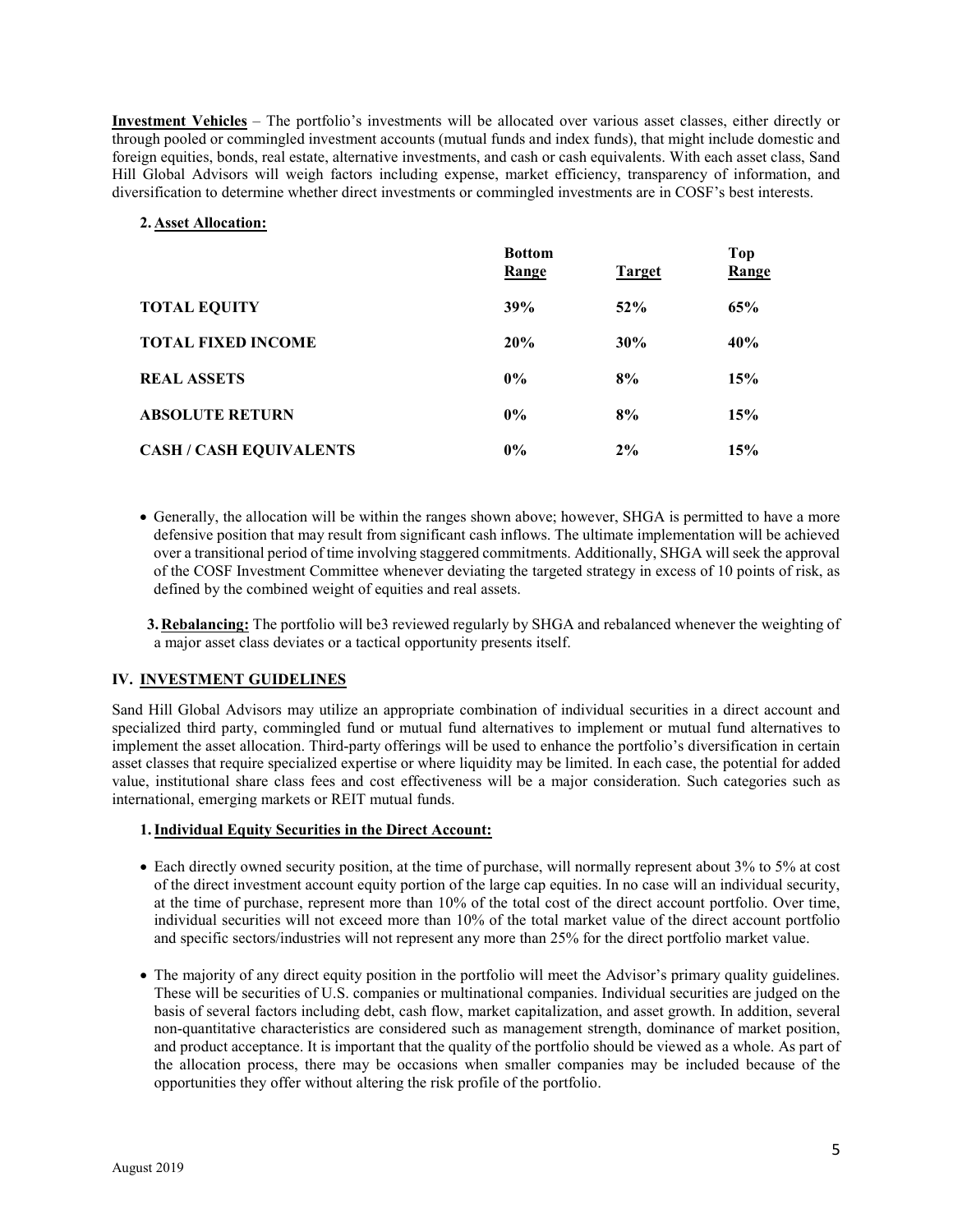**Investment Vehicles** – The portfolio's investments will be allocated over various asset classes, either directly or through pooled or commingled investment accounts (mutual funds and index funds), that might include domestic and foreign equities, bonds, real estate, alternative investments, and cash or cash equivalents. With each asset class, Sand Hill Global Advisors will weigh factors including expense, market efficiency, transparency of information, and diversification to determine whether direct investments or commingled investments are in COSF's best interests.

**2. Asset Allocation:**

| | Bottom Range | Target | Top Range |
|---|---|---|---|
| **TOTAL EQUITY** | **39%** | **52%** | **65%** |
| **TOTAL FIXED INCOME** | **20%** | **30%** | **40%** |
| **REAL ASSETS** | **0%** | **8%** | **15%** |
| **ABSOLUTE RETURN** | **0%** | **8%** | **15%** |
| **CASH / CASH EQUIVALENTS** | **0%** | **2%** | **15%** |

- Generally, the allocation will be within the ranges shown above; however, SHGA is permitted to have a more defensive position that may result from significant cash inflows. The ultimate implementation will be achieved over a transitional period of time involving staggered commitments. Additionally, SHGA will seek the approval of the COSF Investment Committee whenever deviating the targeted strategy in excess of 10 points of risk, as defined by the combined weight of equities and real assets.

**3. Rebalancing:** The portfolio will be3 reviewed regularly by SHGA and rebalanced whenever the weighting of a major asset class deviates or a tactical opportunity presents itself.

## IV. INVESTMENT GUIDELINES

Sand Hill Global Advisors may utilize an appropriate combination of individual securities in a direct account and specialized third party, commingled fund or mutual fund alternatives to implement or mutual fund alternatives to implement the asset allocation. Third-party offerings will be used to enhance the portfolio's diversification in certain asset classes that require specialized expertise or where liquidity may be limited. In each case, the potential for added value, institutional share class fees and cost effectiveness will be a major consideration. Such categories such as international, emerging markets or REIT mutual funds.

**1. Individual Equity Securities in the Direct Account:**

- Each directly owned security position, at the time of purchase, will normally represent about 3% to 5% at cost of the direct investment account equity portion of the large cap equities. In no case will an individual security, at the time of purchase, represent more than 10% of the total cost of the direct account portfolio. Over time, individual securities will not exceed more than 10% of the total market value of the direct account portfolio and specific sectors/industries will not represent any more than 25% for the direct portfolio market value.

- The majority of any direct equity position in the portfolio will meet the Advisor's primary quality guidelines. These will be securities of U.S. companies or multinational companies. Individual securities are judged on the basis of several factors including debt, cash flow, market capitalization, and asset growth. In addition, several non-quantitative characteristics are considered such as management strength, dominance of market position, and product acceptance. It is important that the quality of the portfolio should be viewed as a whole. As part of the allocation process, there may be occasions when smaller companies may be included because of the opportunities they offer without altering the risk profile of the portfolio.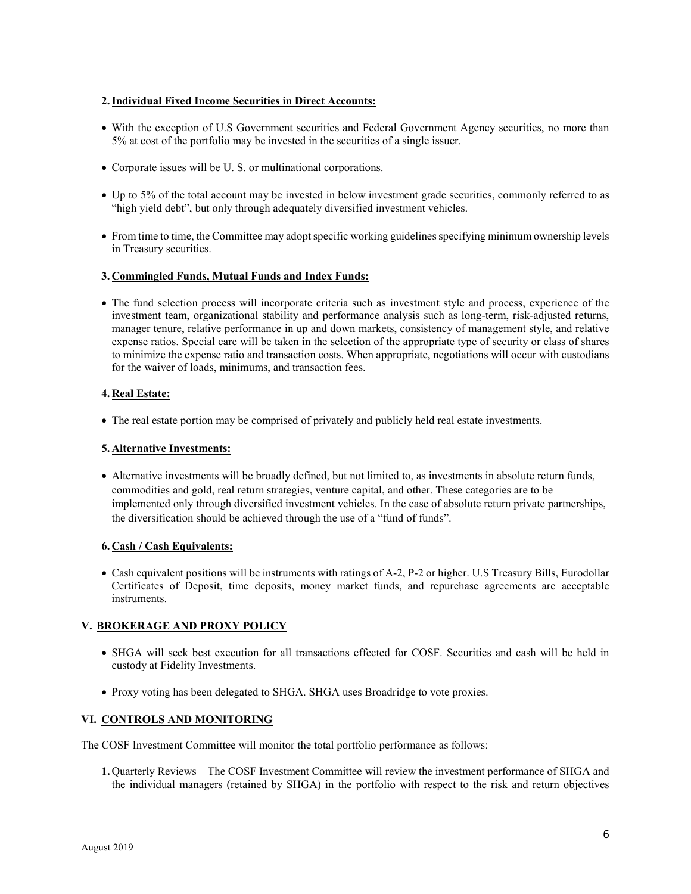**2. Individual Fixed Income Securities in Direct Accounts:**

- With the exception of U.S Government securities and Federal Government Agency securities, no more than 5% at cost of the portfolio may be invested in the securities of a single issuer.
- Corporate issues will be U. S. or multinational corporations.
- Up to 5% of the total account may be invested in below investment grade securities, commonly referred to as "high yield debt", but only through adequately diversified investment vehicles.
- From time to time, the Committee may adopt specific working guidelines specifying minimum ownership levels in Treasury securities.

**3. Commingled Funds, Mutual Funds and Index Funds:**

- The fund selection process will incorporate criteria such as investment style and process, experience of the investment team, organizational stability and performance analysis such as long-term, risk-adjusted returns, manager tenure, relative performance in up and down markets, consistency of management style, and relative expense ratios. Special care will be taken in the selection of the appropriate type of security or class of shares to minimize the expense ratio and transaction costs. When appropriate, negotiations will occur with custodians for the waiver of loads, minimums, and transaction fees.

**4. Real Estate:**

- The real estate portion may be comprised of privately and publicly held real estate investments.

**5. Alternative Investments:**

- Alternative investments will be broadly defined, but not limited to, as investments in absolute return funds, commodities and gold, real return strategies, venture capital, and other. These categories are to be implemented only through diversified investment vehicles. In the case of absolute return private partnerships, the diversification should be achieved through the use of a "fund of funds".

**6. Cash / Cash Equivalents:**

- Cash equivalent positions will be instruments with ratings of A-2, P-2 or higher. U.S Treasury Bills, Eurodollar Certificates of Deposit, time deposits, money market funds, and repurchase agreements are acceptable instruments.

## V. BROKERAGE AND PROXY POLICY

- SHGA will seek best execution for all transactions effected for COSF. Securities and cash will be held in custody at Fidelity Investments.
- Proxy voting has been delegated to SHGA. SHGA uses Broadridge to vote proxies.

## VI. CONTROLS AND MONITORING

The COSF Investment Committee will monitor the total portfolio performance as follows:

1. Quarterly Reviews – The COSF Investment Committee will review the investment performance of SHGA and the individual managers (retained by SHGA) in the portfolio with respect to the risk and return objectives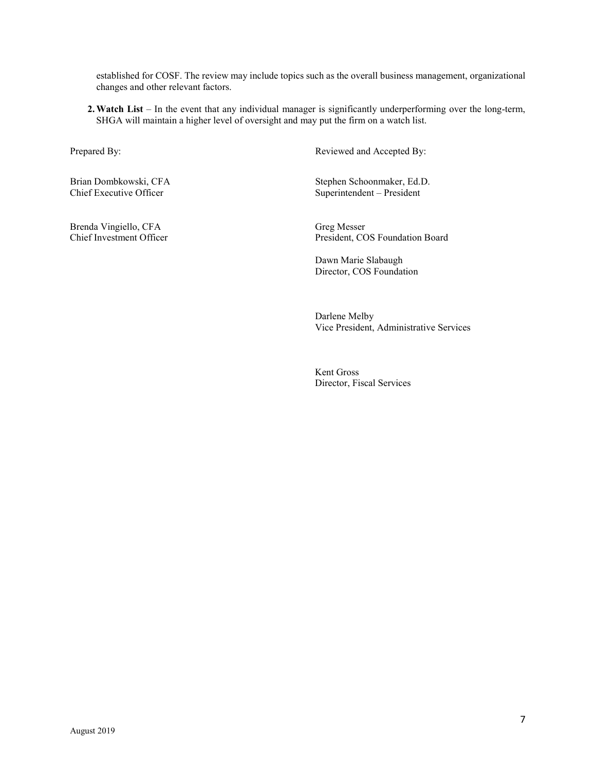established for COSF. The review may include topics such as the overall business management, organizational changes and other relevant factors.

2. **Watch List** – In the event that any individual manager is significantly underperforming over the long-term, SHGA will maintain a higher level of oversight and may put the firm on a watch list.

Prepared By:

Brian Dombkowski, CFA
Chief Executive Officer

Brenda Vingiello, CFA
Chief Investment Officer

Reviewed and Accepted By:

Stephen Schoonmaker, Ed.D.
Superintendent – President

Greg Messer
President, COS Foundation Board

Dawn Marie Slabaugh
Director, COS Foundation

Darlene Melby
Vice President, Administrative Services

Kent Gross
Director, Fiscal Services

August 2019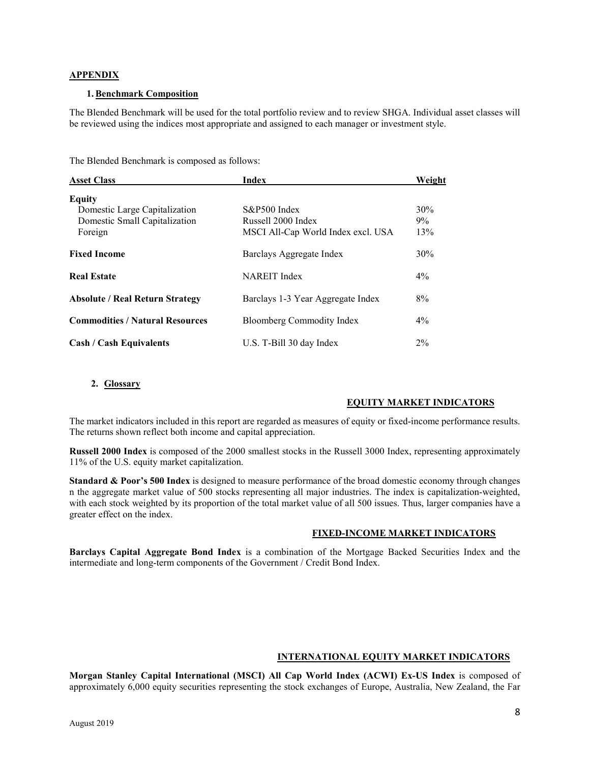## APPENDIX

### 1. Benchmark Composition

The Blended Benchmark will be used for the total portfolio review and to review SHGA. Individual asset classes will be reviewed using the indices most appropriate and assigned to each manager or investment style.

The Blended Benchmark is composed as follows:

| Asset Class | Index | Weight |
|---|---|---|
| **Equity** | | |
| Domestic Large Capitalization | S&P500 Index | 30% |
| Domestic Small Capitalization | Russell 2000 Index | 9% |
| Foreign | MSCI All-Cap World Index excl. USA | 13% |
| **Fixed Income** | Barclays Aggregate Index | 30% |
| **Real Estate** | NAREIT Index | 4% |
| **Absolute / Real Return Strategy** | Barclays 1-3 Year Aggregate Index | 8% |
| **Commodities / Natural Resources** | Bloomberg Commodity Index | 4% |
| **Cash / Cash Equivalents** | U.S. T-Bill 30 day Index | 2% |

### 2. Glossary

#### EQUITY MARKET INDICATORS

The market indicators included in this report are regarded as measures of equity or fixed-income performance results. The returns shown reflect both income and capital appreciation.

**Russell 2000 Index** is composed of the 2000 smallest stocks in the Russell 3000 Index, representing approximately 11% of the U.S. equity market capitalization.

**Standard & Poor's 500 Index** is designed to measure performance of the broad domestic economy through changes n the aggregate market value of 500 stocks representing all major industries. The index is capitalization-weighted, with each stock weighted by its proportion of the total market value of all 500 issues. Thus, larger companies have a greater effect on the index.

#### FIXED-INCOME MARKET INDICATORS

**Barclays Capital Aggregate Bond Index** is a combination of the Mortgage Backed Securities Index and the intermediate and long-term components of the Government / Credit Bond Index.

#### INTERNATIONAL EQUITY MARKET INDICATORS

**Morgan Stanley Capital International (MSCI) All Cap World Index (ACWI) Ex-US Index** is composed of approximately 6,000 equity securities representing the stock exchanges of Europe, Australia, New Zealand, the Far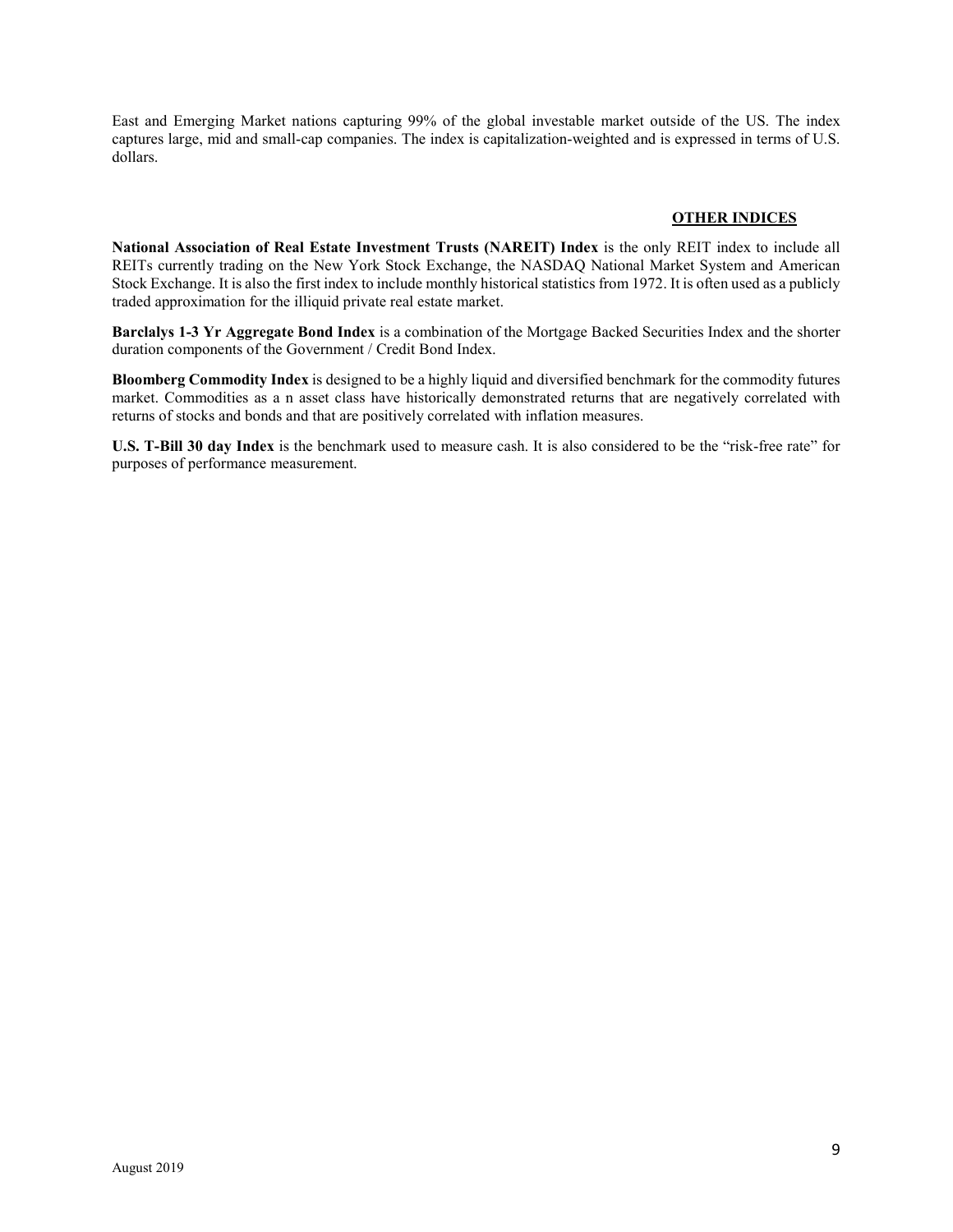East and Emerging Market nations capturing 99% of the global investable market outside of the US. The index captures large, mid and small-cap companies. The index is capitalization-weighted and is expressed in terms of U.S. dollars.

## OTHER INDICES

**National Association of Real Estate Investment Trusts (NAREIT) Index** is the only REIT index to include all REITs currently trading on the New York Stock Exchange, the NASDAQ National Market System and American Stock Exchange. It is also the first index to include monthly historical statistics from 1972. It is often used as a publicly traded approximation for the illiquid private real estate market.

**Barclalys 1-3 Yr Aggregate Bond Index** is a combination of the Mortgage Backed Securities Index and the shorter duration components of the Government / Credit Bond Index.

**Bloomberg Commodity Index** is designed to be a highly liquid and diversified benchmark for the commodity futures market. Commodities as a n asset class have historically demonstrated returns that are negatively correlated with returns of stocks and bonds and that are positively correlated with inflation measures.

**U.S. T-Bill 30 day Index** is the benchmark used to measure cash. It is also considered to be the “risk-free rate” for purposes of performance measurement.

August 2019